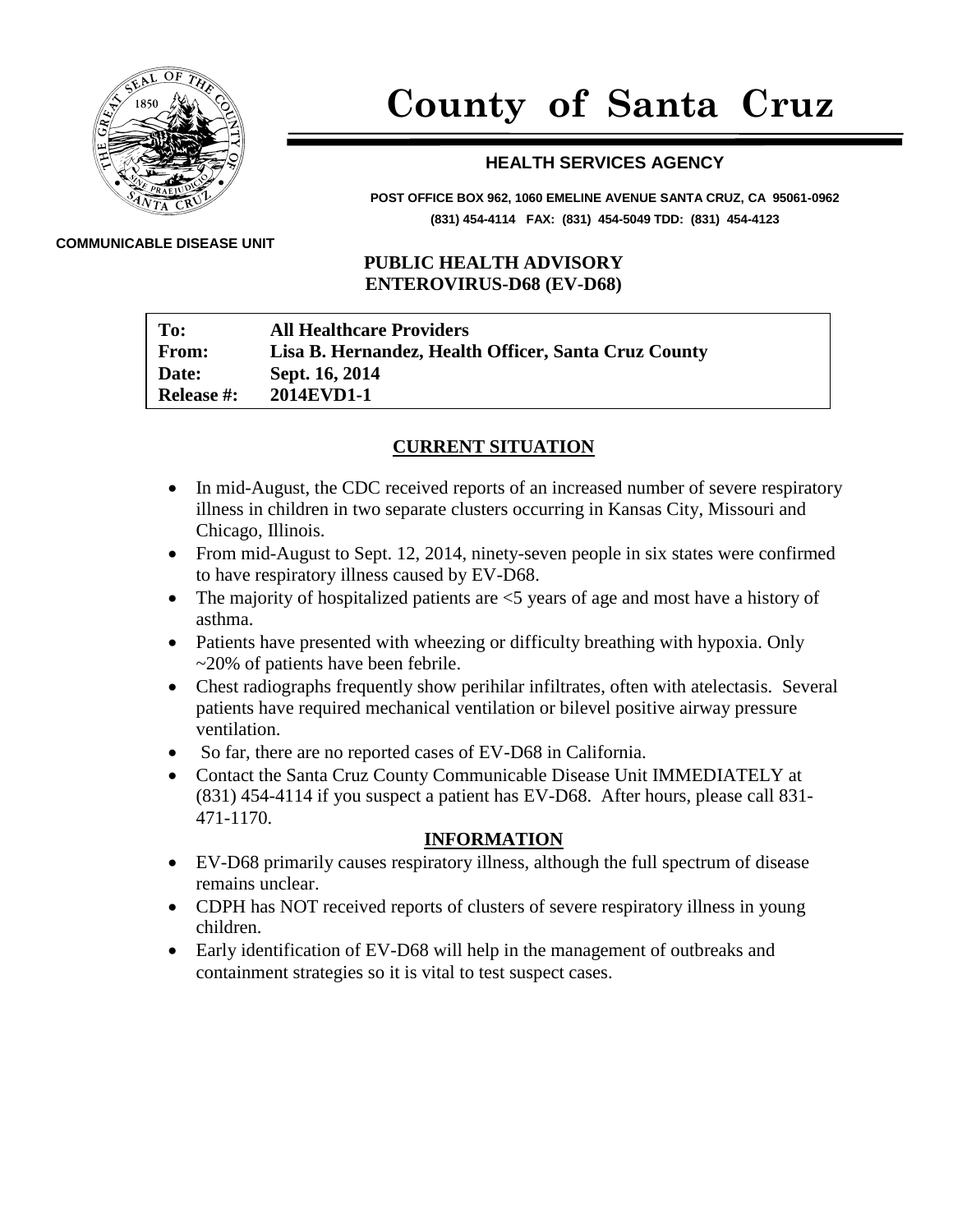# County of Santa Cruz

## HEALTH SERVICES AGENCY

**POST OFFICE BOX 962, 1060 EMELINE AVENUE SANTA CRUZ, CA 95061-0962**
**(831) 454-4114 FAX: (831) 454-5049 TDD: (831) 454-4123**

**COMMUNICABLE DISEASE UNIT**

**PUBLIC HEALTH ADVISORY**
**ENTEROVIRUS-D68 (EV-D68)**

| | |
|---|---|
| **To:** | **All Healthcare Providers** |
| **From:** | **Lisa B. Hernandez, Health Officer, Santa Cruz County** |
| **Date:** | **Sept. 16, 2014** |
| **Release #:** | **2014EVD1-1** |

## CURRENT SITUATION

- In mid-August, the CDC received reports of an increased number of severe respiratory illness in children in two separate clusters occurring in Kansas City, Missouri and Chicago, Illinois.
- From mid-August to Sept. 12, 2014, ninety-seven people in six states were confirmed to have respiratory illness caused by EV-D68.
- The majority of hospitalized patients are <5 years of age and most have a history of asthma.
- Patients have presented with wheezing or difficulty breathing with hypoxia. Only ~20% of patients have been febrile.
- Chest radiographs frequently show perihilar infiltrates, often with atelectasis. Several patients have required mechanical ventilation or bilevel positive airway pressure ventilation.
- So far, there are no reported cases of EV-D68 in California.
- Contact the Santa Cruz County Communicable Disease Unit IMMEDIATELY at (831) 454-4114 if you suspect a patient has EV-D68. After hours, please call 831-471-1170.

## INFORMATION

- EV-D68 primarily causes respiratory illness, although the full spectrum of disease remains unclear.
- CDPH has NOT received reports of clusters of severe respiratory illness in young children.
- Early identification of EV-D68 will help in the management of outbreaks and containment strategies so it is vital to test suspect cases.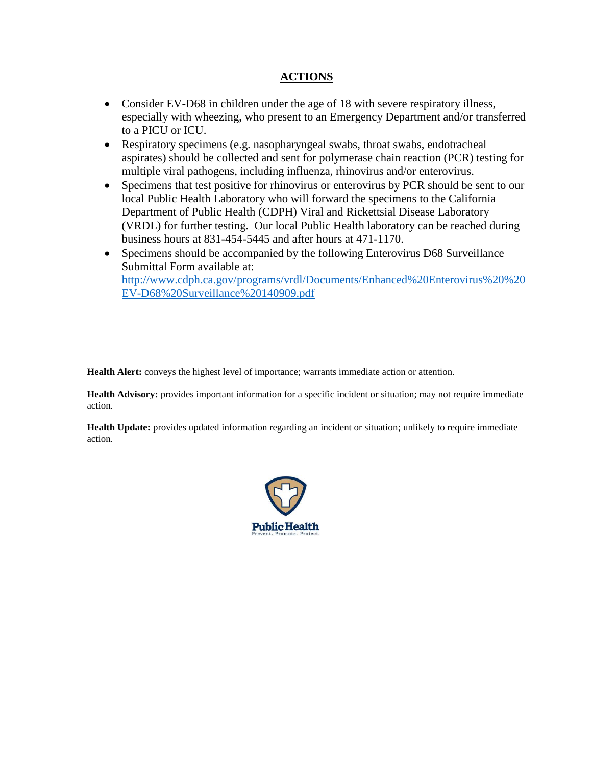## ACTIONS

- Consider EV-D68 in children under the age of 18 with severe respiratory illness, especially with wheezing, who present to an Emergency Department and/or transferred to a PICU or ICU.
- Respiratory specimens (e.g. nasopharyngeal swabs, throat swabs, endotracheal aspirates) should be collected and sent for polymerase chain reaction (PCR) testing for multiple viral pathogens, including influenza, rhinovirus and/or enterovirus.
- Specimens that test positive for rhinovirus or enterovirus by PCR should be sent to our local Public Health Laboratory who will forward the specimens to the California Department of Public Health (CDPH) Viral and Rickettsial Disease Laboratory (VRDL) for further testing. Our local Public Health laboratory can be reached during business hours at 831-454-5445 and after hours at 471-1170.
- Specimens should be accompanied by the following Enterovirus D68 Surveillance Submittal Form available at: http://www.cdph.ca.gov/programs/vrdl/Documents/Enhanced%20Enterovirus%20%20EV-D68%20Surveillance%20140909.pdf

**Health Alert:** conveys the highest level of importance; warrants immediate action or attention.

**Health Advisory:** provides important information for a specific incident or situation; may not require immediate action.

**Health Update:** provides updated information regarding an incident or situation; unlikely to require immediate action.

Public Health
Prevent. Promote. Protect.